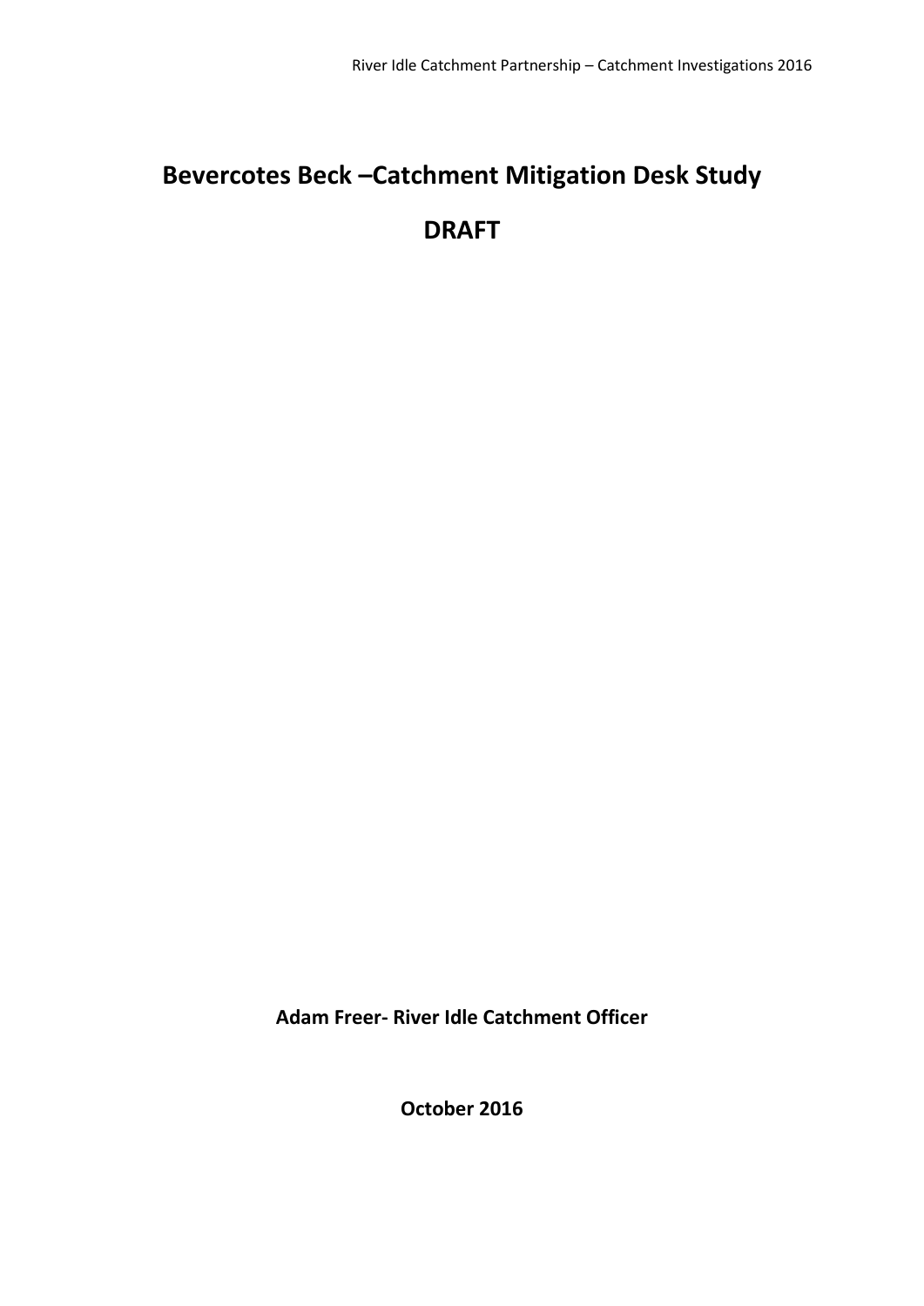# Bevercotes Beck –Catchment Mitigation Desk Study

# DRAFT

**Adam Freer- River Idle Catchment Officer**

**October 2016**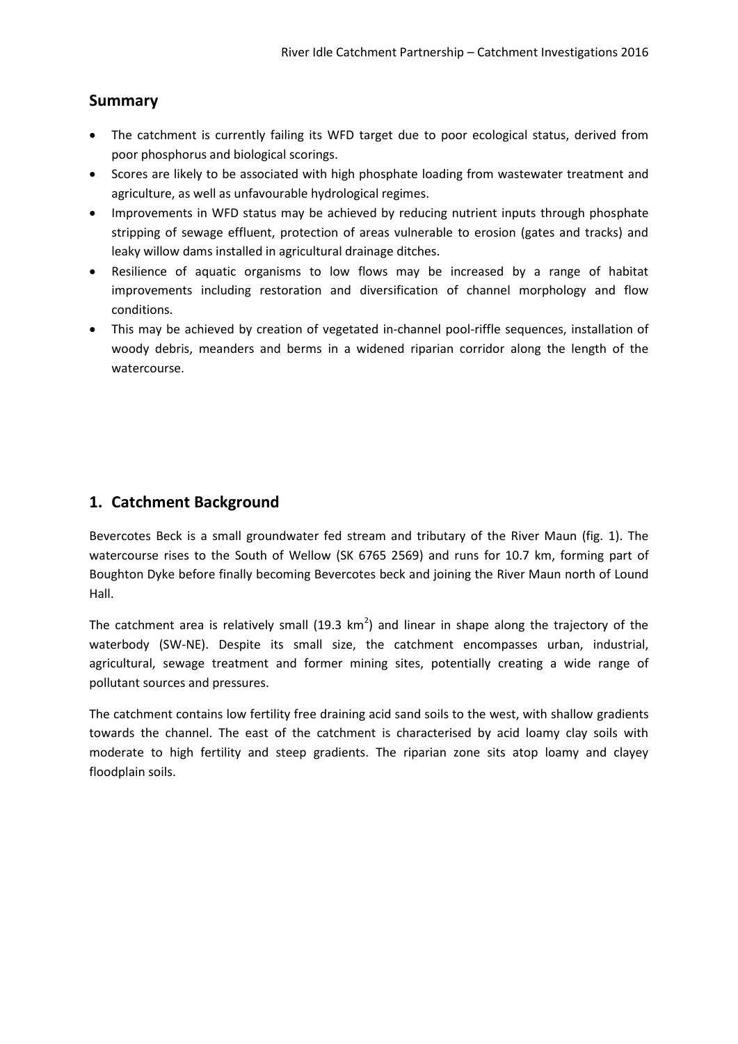## Summary

- The catchment is currently failing its WFD target due to poor ecological status, derived from poor phosphorus and biological scorings.
- Scores are likely to be associated with high phosphate loading from wastewater treatment and agriculture, as well as unfavourable hydrological regimes.
- Improvements in WFD status may be achieved by reducing nutrient inputs through phosphate stripping of sewage effluent, protection of areas vulnerable to erosion (gates and tracks) and leaky willow dams installed in agricultural drainage ditches.
- Resilience of aquatic organisms to low flows may be increased by a range of habitat improvements including restoration and diversification of channel morphology and flow conditions.
- This may be achieved by creation of vegetated in-channel pool-riffle sequences, installation of woody debris, meanders and berms in a widened riparian corridor along the length of the watercourse.

## 1. Catchment Background

Bevercotes Beck is a small groundwater fed stream and tributary of the River Maun (fig. 1). The watercourse rises to the South of Wellow (SK 6765 2569) and runs for 10.7 km, forming part of Boughton Dyke before finally becoming Bevercotes beck and joining the River Maun north of Lound Hall.

The catchment area is relatively small (19.3 km$^2$) and linear in shape along the trajectory of the waterbody (SW-NE). Despite its small size, the catchment encompasses urban, industrial, agricultural, sewage treatment and former mining sites, potentially creating a wide range of pollutant sources and pressures.

The catchment contains low fertility free draining acid sand soils to the west, with shallow gradients towards the channel. The east of the catchment is characterised by acid loamy clay soils with moderate to high fertility and steep gradients. The riparian zone sits atop loamy and clayey floodplain soils.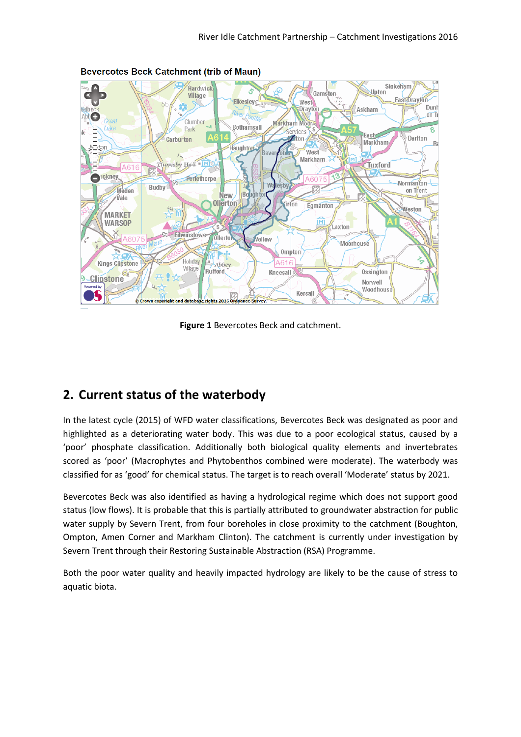**Bevercotes Beck Catchment (trib of Maun)**

**Figure 1** Bevercotes Beck and catchment.

## 2. Current status of the waterbody

In the latest cycle (2015) of WFD water classifications, Bevercotes Beck was designated as poor and highlighted as a deteriorating water body. This was due to a poor ecological status, caused by a 'poor' phosphate classification. Additionally both biological quality elements and invertebrates scored as 'poor' (Macrophytes and Phytobenthos combined were moderate). The waterbody was classified for as 'good' for chemical status. The target is to reach overall 'Moderate' status by 2021.

Bevercotes Beck was also identified as having a hydrological regime which does not support good status (low flows). It is probable that this is partially attributed to groundwater abstraction for public water supply by Severn Trent, from four boreholes in close proximity to the catchment (Boughton, Ompton, Amen Corner and Markham Clinton). The catchment is currently under investigation by Severn Trent through their Restoring Sustainable Abstraction (RSA) Programme.

Both the poor water quality and heavily impacted hydrology are likely to be the cause of stress to aquatic biota.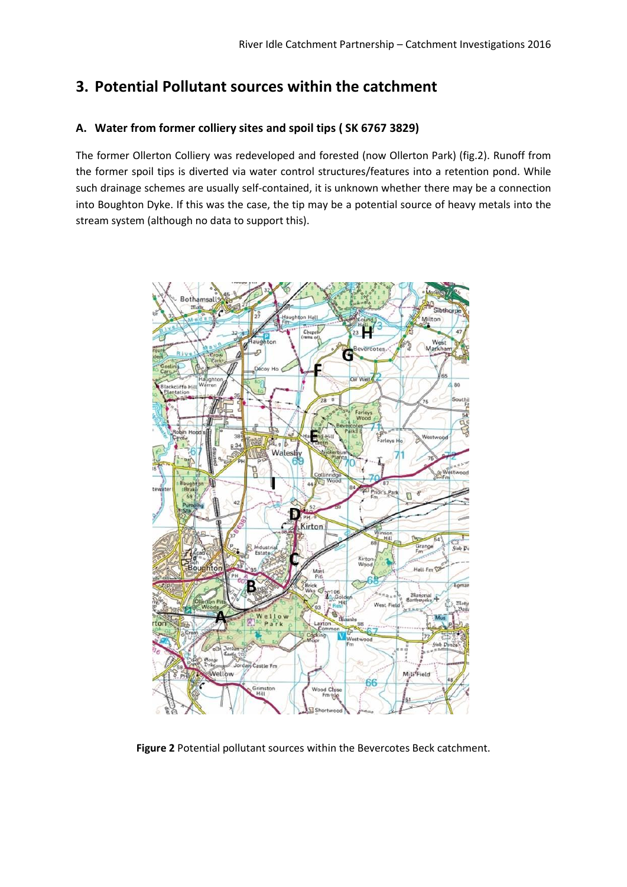## 3. Potential Pollutant sources within the catchment

### A. Water from former colliery sites and spoil tips ( SK 6767 3829)

The former Ollerton Colliery was redeveloped and forested (now Ollerton Park) (fig.2). Runoff from the former spoil tips is diverted via water control structures/features into a retention pond. While such drainage schemes are usually self-contained, it is unknown whether there may be a connection into Boughton Dyke. If this was the case, the tip may be a potential source of heavy metals into the stream system (although no data to support this).

**Figure 2** Potential pollutant sources within the Bevercotes Beck catchment.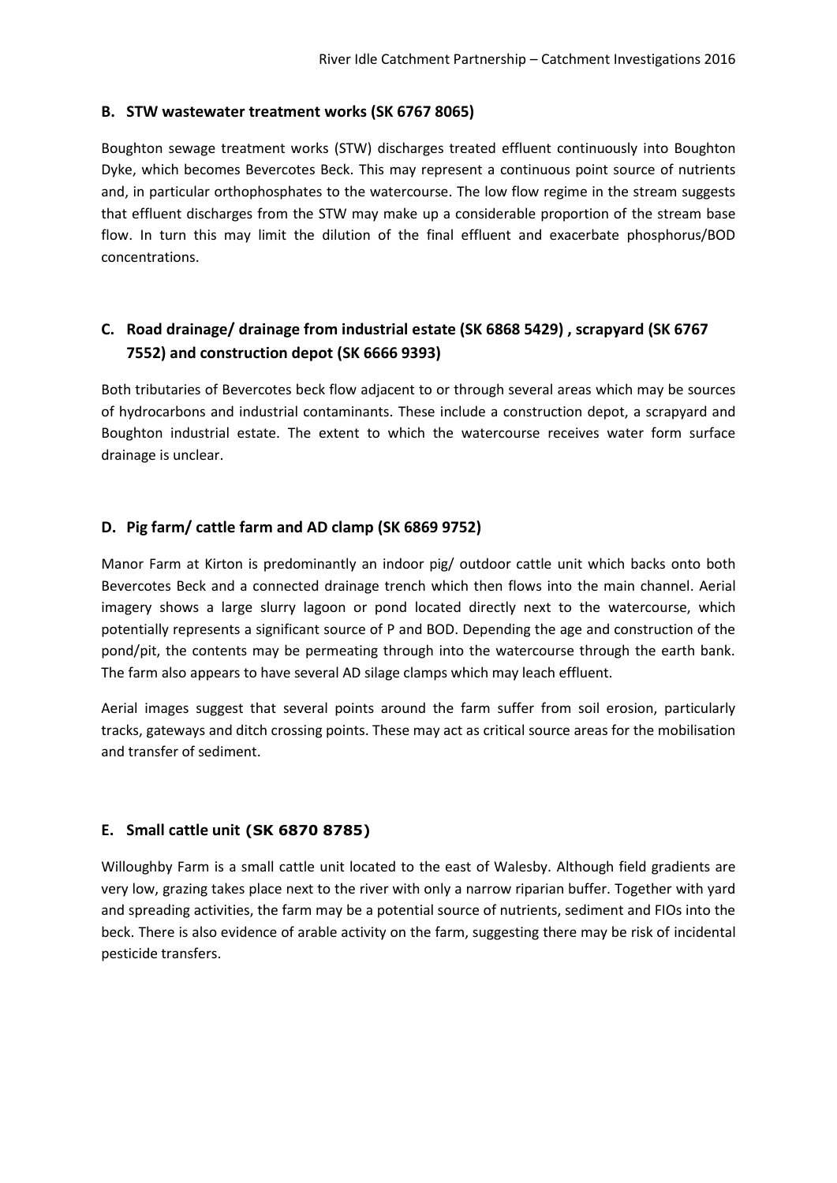## B. STW wastewater treatment works (SK 6767 8065)

Boughton sewage treatment works (STW) discharges treated effluent continuously into Boughton Dyke, which becomes Bevercotes Beck. This may represent a continuous point source of nutrients and, in particular orthophosphates to the watercourse. The low flow regime in the stream suggests that effluent discharges from the STW may make up a considerable proportion of the stream base flow. In turn this may limit the dilution of the final effluent and exacerbate phosphorus/BOD concentrations.

## C. Road drainage/ drainage from industrial estate (SK 6868 5429) , scrapyard (SK 6767 7552) and construction depot (SK 6666 9393)

Both tributaries of Bevercotes beck flow adjacent to or through several areas which may be sources of hydrocarbons and industrial contaminants. These include a construction depot, a scrapyard and Boughton industrial estate. The extent to which the watercourse receives water form surface drainage is unclear.

## D. Pig farm/ cattle farm and AD clamp (SK 6869 9752)

Manor Farm at Kirton is predominantly an indoor pig/ outdoor cattle unit which backs onto both Bevercotes Beck and a connected drainage trench which then flows into the main channel. Aerial imagery shows a large slurry lagoon or pond located directly next to the watercourse, which potentially represents a significant source of P and BOD. Depending the age and construction of the pond/pit, the contents may be permeating through into the watercourse through the earth bank. The farm also appears to have several AD silage clamps which may leach effluent.

Aerial images suggest that several points around the farm suffer from soil erosion, particularly tracks, gateways and ditch crossing points. These may act as critical source areas for the mobilisation and transfer of sediment.

## E. Small cattle unit (SK 6870 8785)

Willoughby Farm is a small cattle unit located to the east of Walesby. Although field gradients are very low, grazing takes place next to the river with only a narrow riparian buffer. Together with yard and spreading activities, the farm may be a potential source of nutrients, sediment and FIOs into the beck. There is also evidence of arable activity on the farm, suggesting there may be risk of incidental pesticide transfers.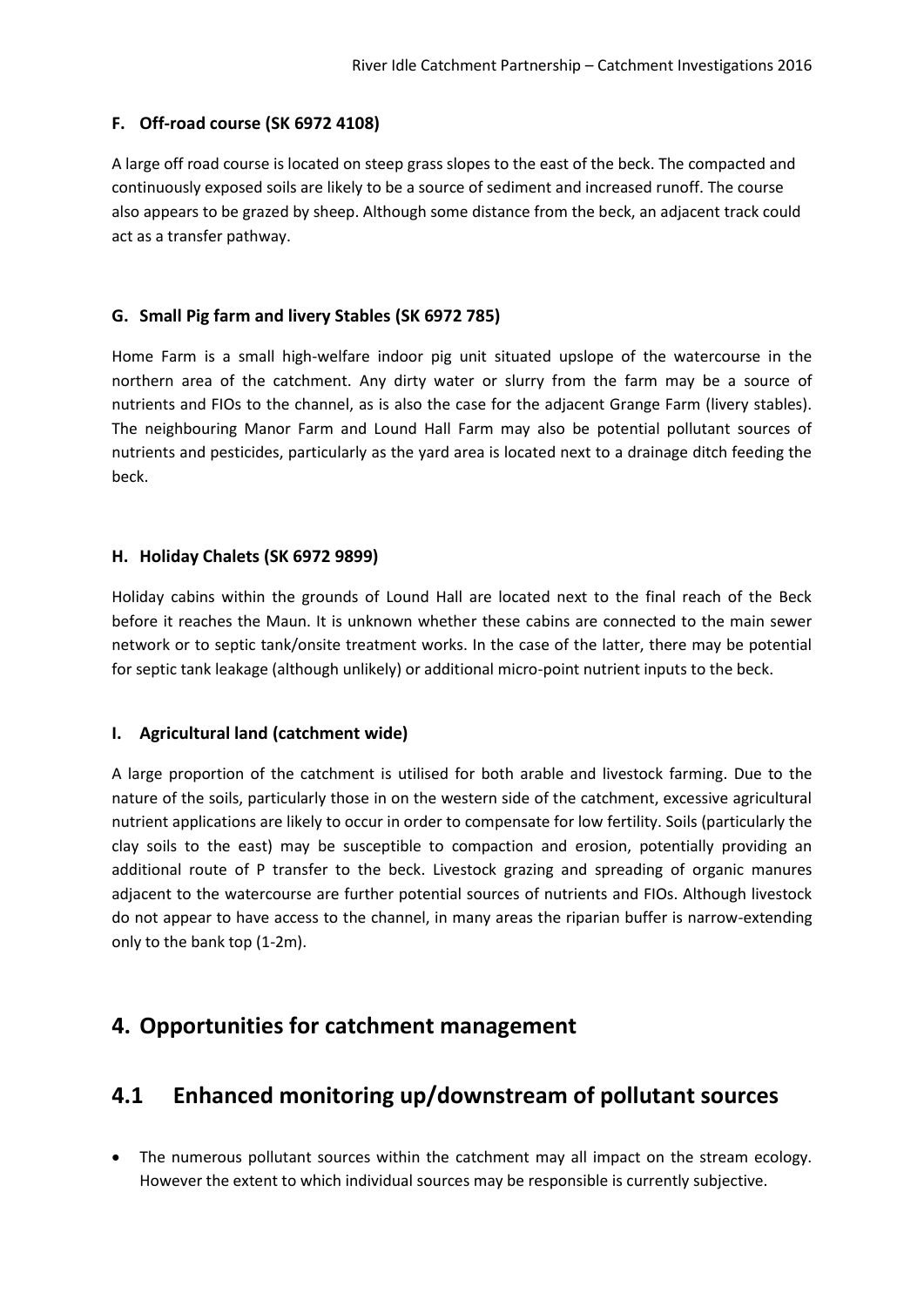### F. Off-road course (SK 6972 4108)

A large off road course is located on steep grass slopes to the east of the beck. The compacted and continuously exposed soils are likely to be a source of sediment and increased runoff. The course also appears to be grazed by sheep. Although some distance from the beck, an adjacent track could act as a transfer pathway.

### G. Small Pig farm and livery Stables (SK 6972 785)

Home Farm is a small high-welfare indoor pig unit situated upslope of the watercourse in the northern area of the catchment. Any dirty water or slurry from the farm may be a source of nutrients and FIOs to the channel, as is also the case for the adjacent Grange Farm (livery stables). The neighbouring Manor Farm and Lound Hall Farm may also be potential pollutant sources of nutrients and pesticides, particularly as the yard area is located next to a drainage ditch feeding the beck.

### H. Holiday Chalets (SK 6972 9899)

Holiday cabins within the grounds of Lound Hall are located next to the final reach of the Beck before it reaches the Maun. It is unknown whether these cabins are connected to the main sewer network or to septic tank/onsite treatment works. In the case of the latter, there may be potential for septic tank leakage (although unlikely) or additional micro-point nutrient inputs to the beck.

### I. Agricultural land (catchment wide)

A large proportion of the catchment is utilised for both arable and livestock farming. Due to the nature of the soils, particularly those in on the western side of the catchment, excessive agricultural nutrient applications are likely to occur in order to compensate for low fertility. Soils (particularly the clay soils to the east) may be susceptible to compaction and erosion, potentially providing an additional route of P transfer to the beck. Livestock grazing and spreading of organic manures adjacent to the watercourse are further potential sources of nutrients and FIOs. Although livestock do not appear to have access to the channel, in many areas the riparian buffer is narrow-extending only to the bank top (1-2m).

# 4. Opportunities for catchment management

## 4.1 Enhanced monitoring up/downstream of pollutant sources

- The numerous pollutant sources within the catchment may all impact on the stream ecology. However the extent to which individual sources may be responsible is currently subjective.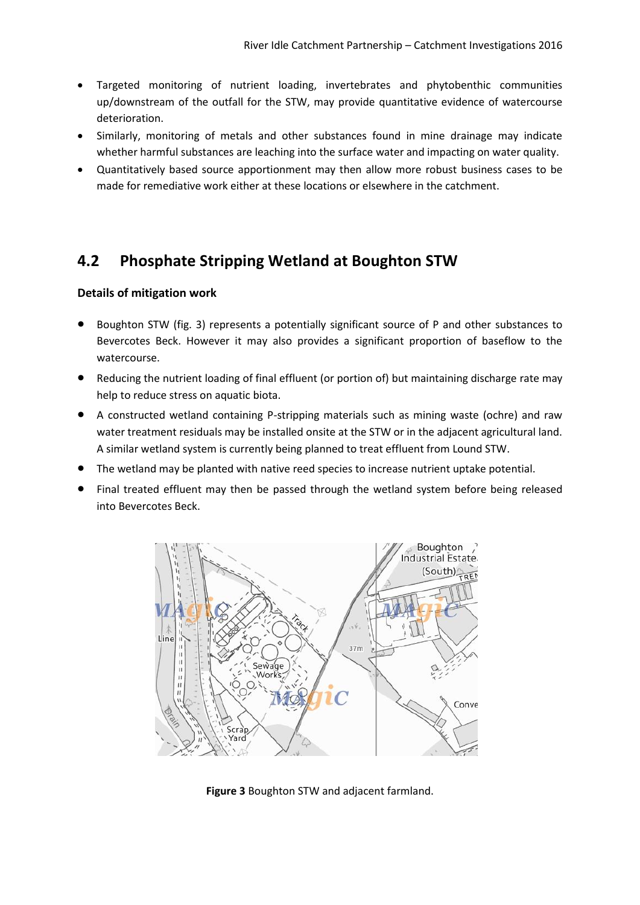- Targeted monitoring of nutrient loading, invertebrates and phytobenthic communities up/downstream of the outfall for the STW, may provide quantitative evidence of watercourse deterioration.
- Similarly, monitoring of metals and other substances found in mine drainage may indicate whether harmful substances are leaching into the surface water and impacting on water quality.
- Quantitatively based source apportionment may then allow more robust business cases to be made for remediative work either at these locations or elsewhere in the catchment.

## 4.2 Phosphate Stripping Wetland at Boughton STW

**Details of mitigation work**

- Boughton STW (fig. 3) represents a potentially significant source of P and other substances to Bevercotes Beck. However it may also provides a significant proportion of baseflow to the watercourse.
- Reducing the nutrient loading of final effluent (or portion of) but maintaining discharge rate may help to reduce stress on aquatic biota.
- A constructed wetland containing P-stripping materials such as mining waste (ochre) and raw water treatment residuals may be installed onsite at the STW or in the adjacent agricultural land. A similar wetland system is currently being planned to treat effluent from Lound STW.
- The wetland may be planted with native reed species to increase nutrient uptake potential.
- Final treated effluent may then be passed through the wetland system before being released into Bevercotes Beck.

Boughton Industrial Estate (South)
TREN
Line
Track
37m
Sewage Works
Drain
Scrap Yard
Conve

**Figure 3** Boughton STW and adjacent farmland.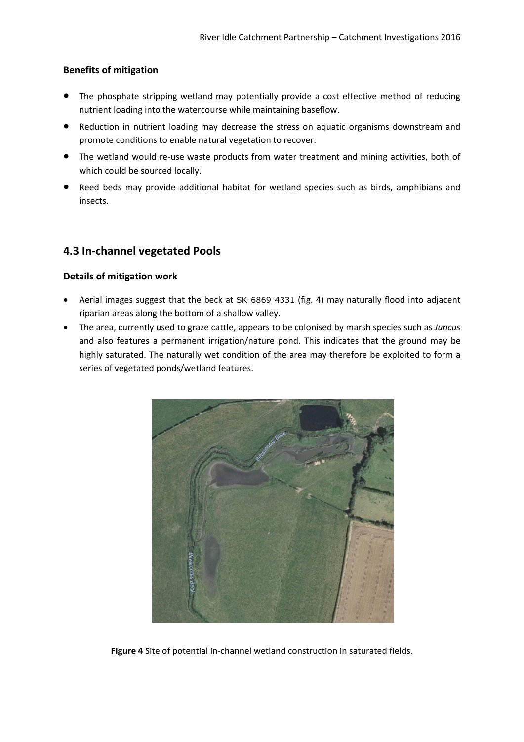### Benefits of mitigation

- The phosphate stripping wetland may potentially provide a cost effective method of reducing nutrient loading into the watercourse while maintaining baseflow.
- Reduction in nutrient loading may decrease the stress on aquatic organisms downstream and promote conditions to enable natural vegetation to recover.
- The wetland would re-use waste products from water treatment and mining activities, both of which could be sourced locally.
- Reed beds may provide additional habitat for wetland species such as birds, amphibians and insects.

## 4.3 In-channel vegetated Pools

### Details of mitigation work

- Aerial images suggest that the beck at SK 6869 4331 (fig. 4) may naturally flood into adjacent riparian areas along the bottom of a shallow valley.
- The area, currently used to graze cattle, appears to be colonised by marsh species such as *Juncus* and also features a permanent irrigation/nature pond. This indicates that the ground may be highly saturated. The naturally wet condition of the area may therefore be exploited to form a series of vegetated ponds/wetland features.

Bevercotes Beck

Bevercotes Beck

**Figure 4** Site of potential in-channel wetland construction in saturated fields.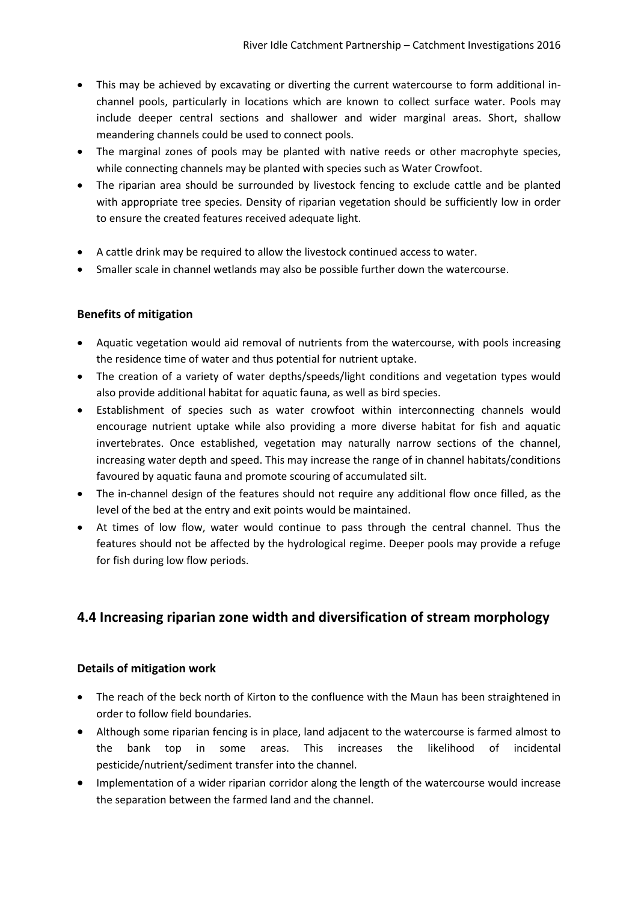- This may be achieved by excavating or diverting the current watercourse to form additional in-channel pools, particularly in locations which are known to collect surface water. Pools may include deeper central sections and shallower and wider marginal areas. Short, shallow meandering channels could be used to connect pools.
- The marginal zones of pools may be planted with native reeds or other macrophyte species, while connecting channels may be planted with species such as Water Crowfoot.
- The riparian area should be surrounded by livestock fencing to exclude cattle and be planted with appropriate tree species. Density of riparian vegetation should be sufficiently low in order to ensure the created features received adequate light.
- A cattle drink may be required to allow the livestock continued access to water.
- Smaller scale in channel wetlands may also be possible further down the watercourse.

**Benefits of mitigation**

- Aquatic vegetation would aid removal of nutrients from the watercourse, with pools increasing the residence time of water and thus potential for nutrient uptake.
- The creation of a variety of water depths/speeds/light conditions and vegetation types would also provide additional habitat for aquatic fauna, as well as bird species.
- Establishment of species such as water crowfoot within interconnecting channels would encourage nutrient uptake while also providing a more diverse habitat for fish and aquatic invertebrates. Once established, vegetation may naturally narrow sections of the channel, increasing water depth and speed. This may increase the range of in channel habitats/conditions favoured by aquatic fauna and promote scouring of accumulated silt.
- The in-channel design of the features should not require any additional flow once filled, as the level of the bed at the entry and exit points would be maintained.
- At times of low flow, water would continue to pass through the central channel. Thus the features should not be affected by the hydrological regime. Deeper pools may provide a refuge for fish during low flow periods.

## 4.4 Increasing riparian zone width and diversification of stream morphology

**Details of mitigation work**

- The reach of the beck north of Kirton to the confluence with the Maun has been straightened in order to follow field boundaries.
- Although some riparian fencing is in place, land adjacent to the watercourse is farmed almost to the bank top in some areas. This increases the likelihood of incidental pesticide/nutrient/sediment transfer into the channel.
- Implementation of a wider riparian corridor along the length of the watercourse would increase the separation between the farmed land and the channel.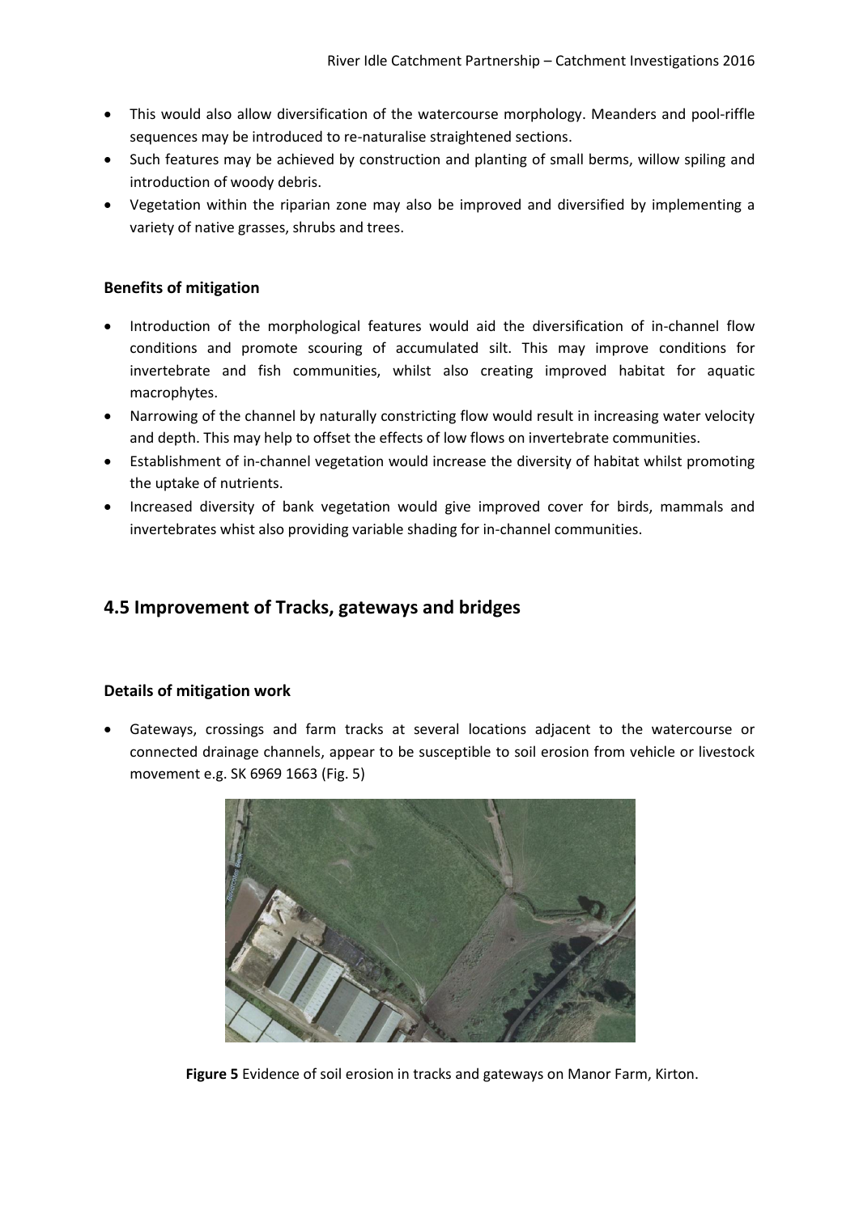- This would also allow diversification of the watercourse morphology. Meanders and pool-riffle sequences may be introduced to re-naturalise straightened sections.
- Such features may be achieved by construction and planting of small berms, willow spiling and introduction of woody debris.
- Vegetation within the riparian zone may also be improved and diversified by implementing a variety of native grasses, shrubs and trees.

### Benefits of mitigation

- Introduction of the morphological features would aid the diversification of in-channel flow conditions and promote scouring of accumulated silt. This may improve conditions for invertebrate and fish communities, whilst also creating improved habitat for aquatic macrophytes.
- Narrowing of the channel by naturally constricting flow would result in increasing water velocity and depth. This may help to offset the effects of low flows on invertebrate communities.
- Establishment of in-channel vegetation would increase the diversity of habitat whilst promoting the uptake of nutrients.
- Increased diversity of bank vegetation would give improved cover for birds, mammals and invertebrates whist also providing variable shading for in-channel communities.

## 4.5 Improvement of Tracks, gateways and bridges

### Details of mitigation work

- Gateways, crossings and farm tracks at several locations adjacent to the watercourse or connected drainage channels, appear to be susceptible to soil erosion from vehicle or livestock movement e.g. SK 6969 1663 (Fig. 5)

**Figure 5** Evidence of soil erosion in tracks and gateways on Manor Farm, Kirton.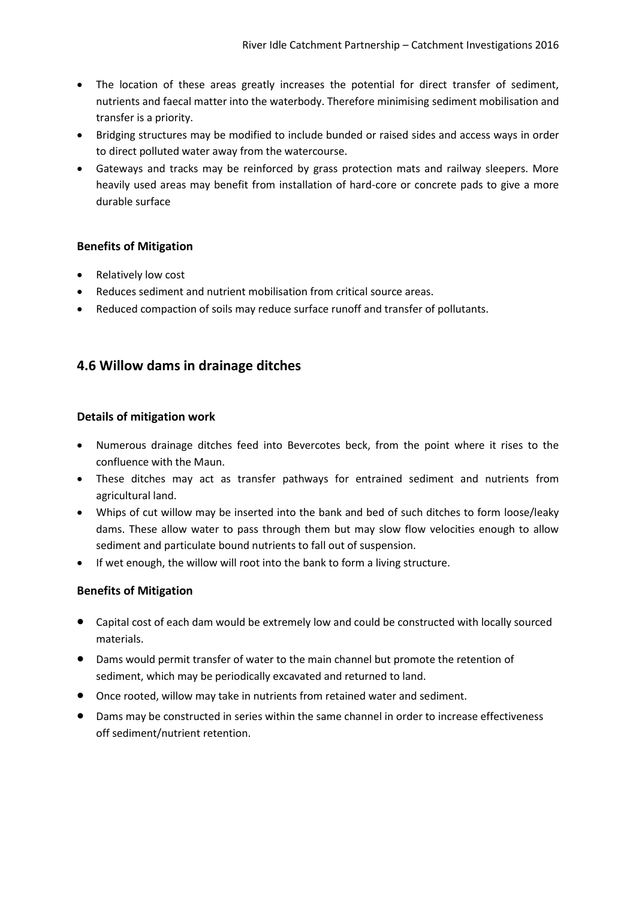- The location of these areas greatly increases the potential for direct transfer of sediment, nutrients and faecal matter into the waterbody. Therefore minimising sediment mobilisation and transfer is a priority.
- Bridging structures may be modified to include bunded or raised sides and access ways in order to direct polluted water away from the watercourse.
- Gateways and tracks may be reinforced by grass protection mats and railway sleepers. More heavily used areas may benefit from installation of hard-core or concrete pads to give a more durable surface

### Benefits of Mitigation

- Relatively low cost
- Reduces sediment and nutrient mobilisation from critical source areas.
- Reduced compaction of soils may reduce surface runoff and transfer of pollutants.

## 4.6 Willow dams in drainage ditches

### Details of mitigation work

- Numerous drainage ditches feed into Bevercotes beck, from the point where it rises to the confluence with the Maun.
- These ditches may act as transfer pathways for entrained sediment and nutrients from agricultural land.
- Whips of cut willow may be inserted into the bank and bed of such ditches to form loose/leaky dams. These allow water to pass through them but may slow flow velocities enough to allow sediment and particulate bound nutrients to fall out of suspension.
- If wet enough, the willow will root into the bank to form a living structure.

### Benefits of Mitigation

- Capital cost of each dam would be extremely low and could be constructed with locally sourced materials.
- Dams would permit transfer of water to the main channel but promote the retention of sediment, which may be periodically excavated and returned to land.
- Once rooted, willow may take in nutrients from retained water and sediment.
- Dams may be constructed in series within the same channel in order to increase effectiveness off sediment/nutrient retention.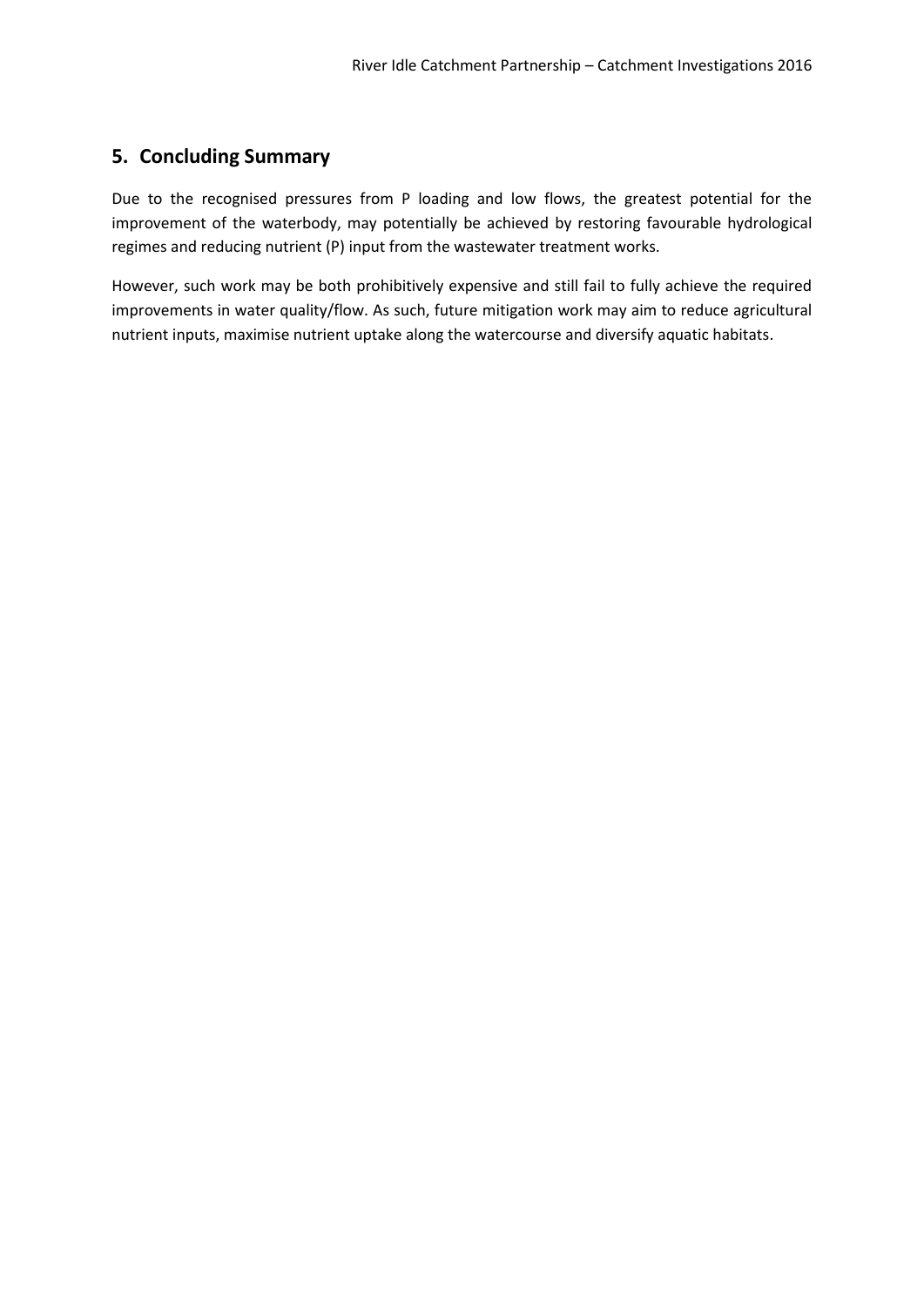## 5. Concluding Summary

Due to the recognised pressures from P loading and low flows, the greatest potential for the improvement of the waterbody, may potentially be achieved by restoring favourable hydrological regimes and reducing nutrient (P) input from the wastewater treatment works.

However, such work may be both prohibitively expensive and still fail to fully achieve the required improvements in water quality/flow. As such, future mitigation work may aim to reduce agricultural nutrient inputs, maximise nutrient uptake along the watercourse and diversify aquatic habitats.